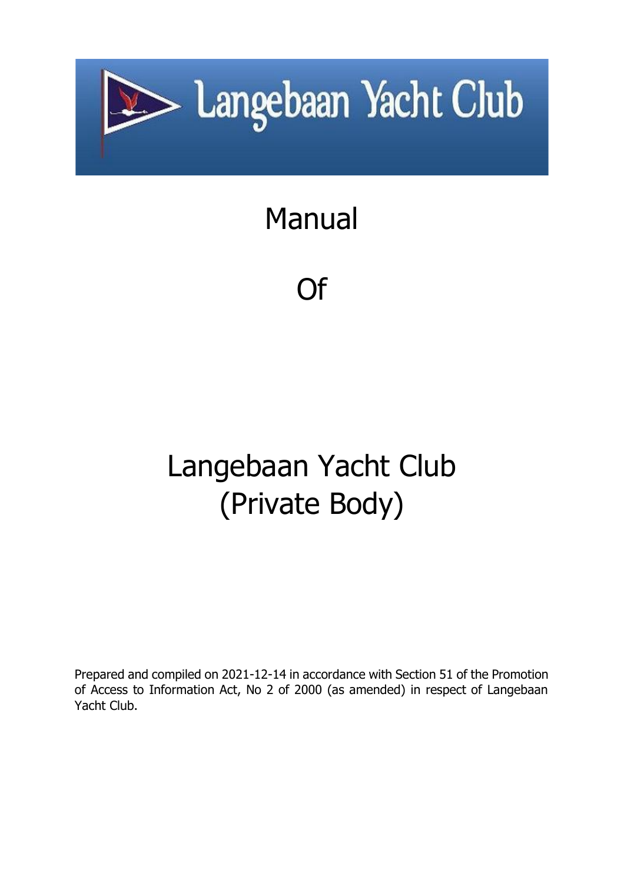# Langebaan Yacht Club

# Manual

# Of

# Langebaan Yacht Club (Private Body)

Prepared and compiled on 2021-12-14 in accordance with Section 51 of the Promotion of Access to Information Act, No 2 of 2000 (as amended) in respect of Langebaan Yacht Club.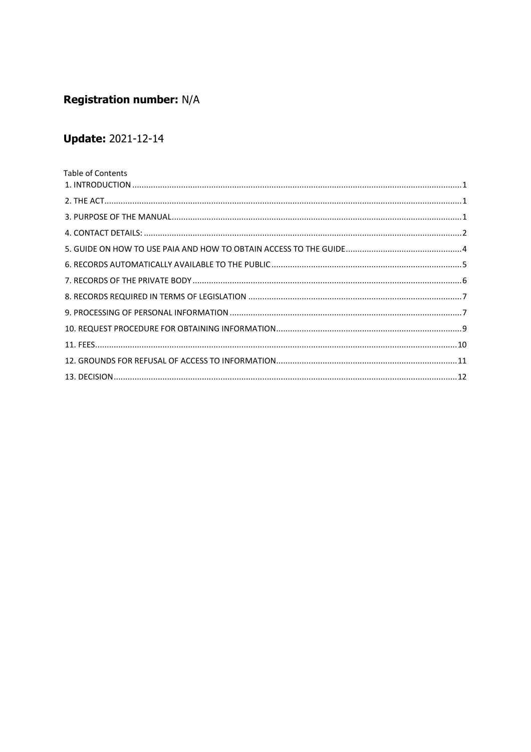**Registration number:** N/A

**Update:** 2021-12-14

Table of Contents

1. INTRODUCTION .......... 1
2. THE ACT .......... 1
3. PURPOSE OF THE MANUAL .......... 1
4. CONTACT DETAILS: .......... 2
5. GUIDE ON HOW TO USE PAIA AND HOW TO OBTAIN ACCESS TO THE GUIDE .......... 4
6. RECORDS AUTOMATICALLY AVAILABLE TO THE PUBLIC .......... 5
7. RECORDS OF THE PRIVATE BODY .......... 6
8. RECORDS REQUIRED IN TERMS OF LEGISLATION .......... 7
9. PROCESSING OF PERSONAL INFORMATION .......... 7
10. REQUEST PROCEDURE FOR OBTAINING INFORMATION .......... 9
11. FEES .......... 10
12. GROUNDS FOR REFUSAL OF ACCESS TO INFORMATION .......... 11
13. DECISION .......... 12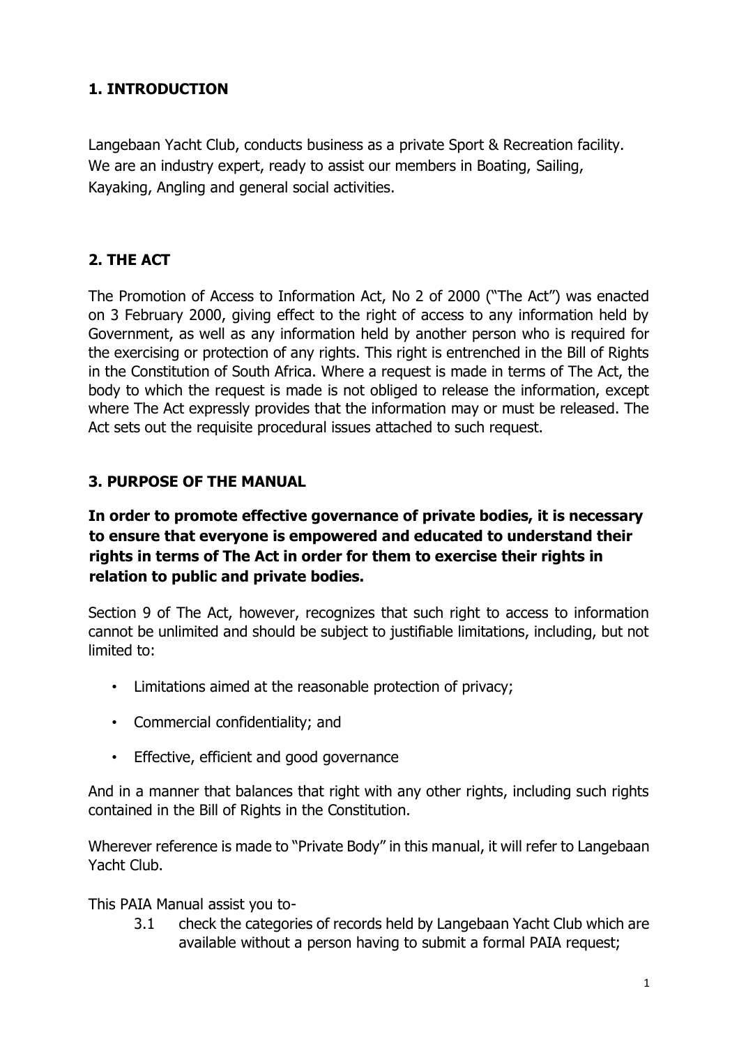## 1. INTRODUCTION

Langebaan Yacht Club, conducts business as a private Sport & Recreation facility. We are an industry expert, ready to assist our members in Boating, Sailing, Kayaking, Angling and general social activities.

## 2. THE ACT

The Promotion of Access to Information Act, No 2 of 2000 ("The Act") was enacted on 3 February 2000, giving effect to the right of access to any information held by Government, as well as any information held by another person who is required for the exercising or protection of any rights. This right is entrenched in the Bill of Rights in the Constitution of South Africa. Where a request is made in terms of The Act, the body to which the request is made is not obliged to release the information, except where The Act expressly provides that the information may or must be released. The Act sets out the requisite procedural issues attached to such request.

## 3. PURPOSE OF THE MANUAL

**In order to promote effective governance of private bodies, it is necessary to ensure that everyone is empowered and educated to understand their rights in terms of The Act in order for them to exercise their rights in relation to public and private bodies.**

Section 9 of The Act, however, recognizes that such right to access to information cannot be unlimited and should be subject to justifiable limitations, including, but not limited to:

- Limitations aimed at the reasonable protection of privacy;
- Commercial confidentiality; and
- Effective, efficient and good governance

And in a manner that balances that right with any other rights, including such rights contained in the Bill of Rights in the Constitution.

Wherever reference is made to "Private Body" in this manual, it will refer to Langebaan Yacht Club.

This PAIA Manual assist you to-

3.1 check the categories of records held by Langebaan Yacht Club which are available without a person having to submit a formal PAIA request;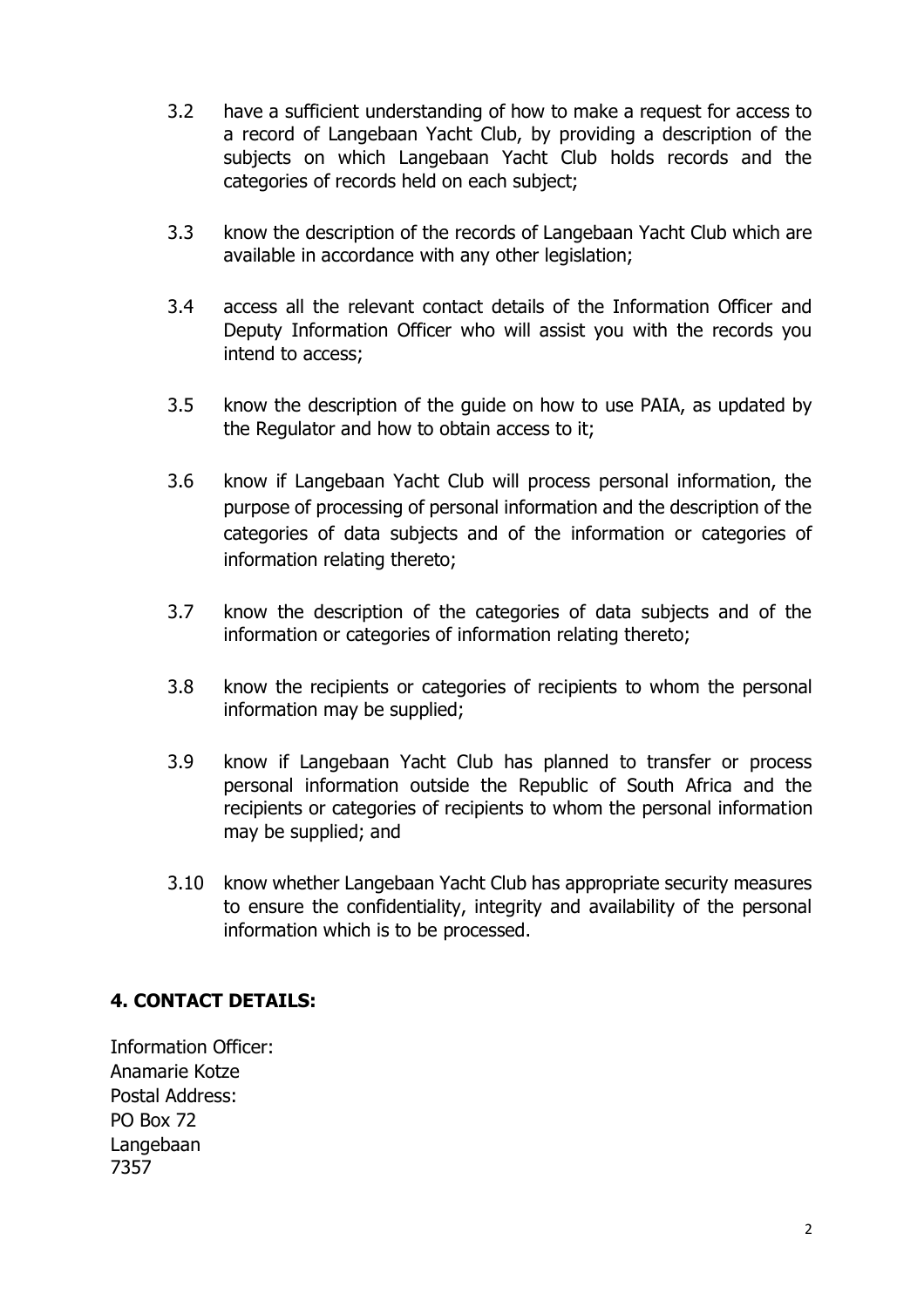3.2 have a sufficient understanding of how to make a request for access to a record of Langebaan Yacht Club, by providing a description of the subjects on which Langebaan Yacht Club holds records and the categories of records held on each subject;

3.3 know the description of the records of Langebaan Yacht Club which are available in accordance with any other legislation;

3.4 access all the relevant contact details of the Information Officer and Deputy Information Officer who will assist you with the records you intend to access;

3.5 know the description of the guide on how to use PAIA, as updated by the Regulator and how to obtain access to it;

3.6 know if Langebaan Yacht Club will process personal information, the purpose of processing of personal information and the description of the categories of data subjects and of the information or categories of information relating thereto;

3.7 know the description of the categories of data subjects and of the information or categories of information relating thereto;

3.8 know the recipients or categories of recipients to whom the personal information may be supplied;

3.9 know if Langebaan Yacht Club has planned to transfer or process personal information outside the Republic of South Africa and the recipients or categories of recipients to whom the personal information may be supplied; and

3.10 know whether Langebaan Yacht Club has appropriate security measures to ensure the confidentiality, integrity and availability of the personal information which is to be processed.

## 4. CONTACT DETAILS:

Information Officer:
Anamarie Kotze
Postal Address:
PO Box 72
Langebaan
7357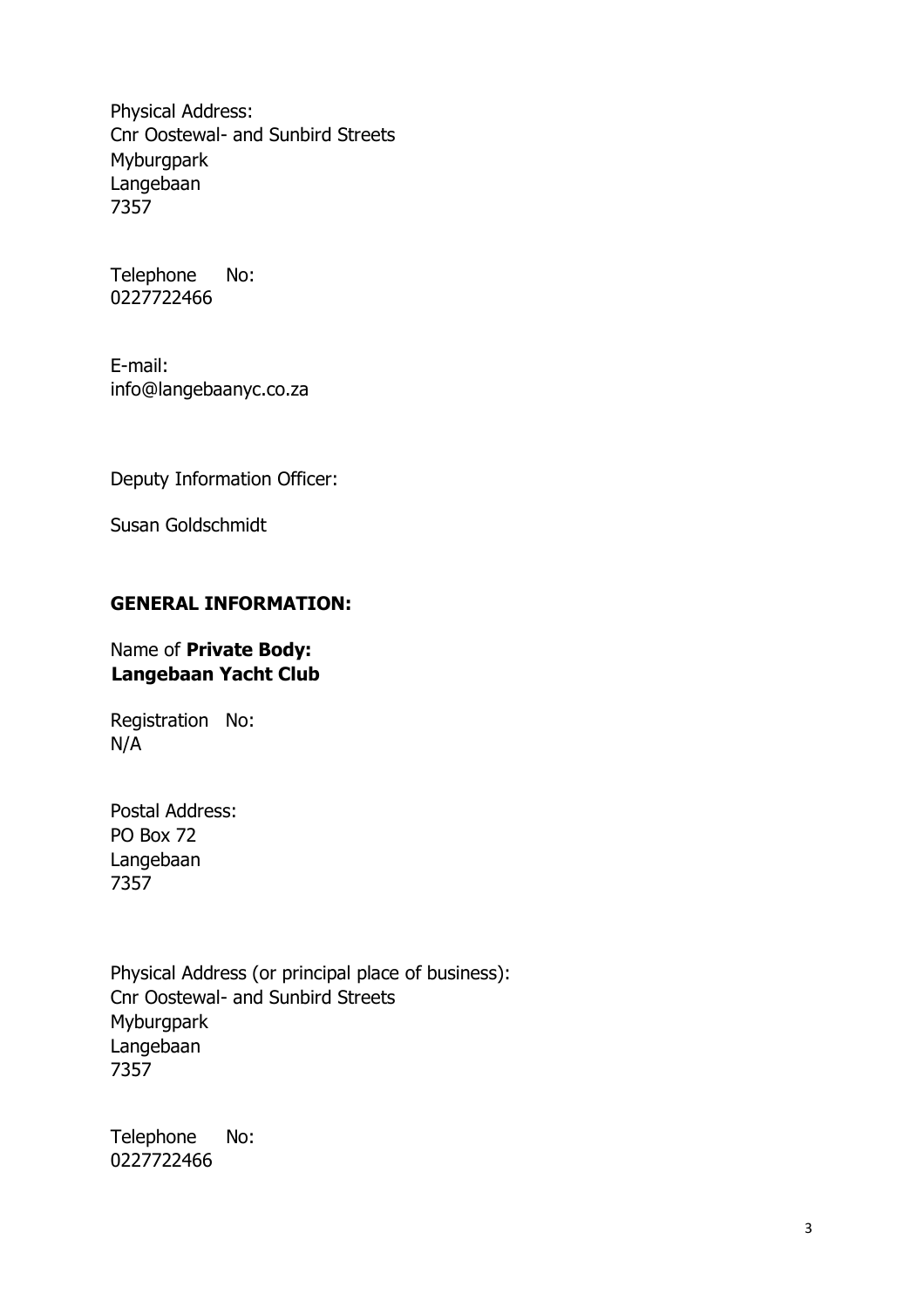Physical Address:
Cnr Oostewal- and Sunbird Streets
Myburgpark
Langebaan
7357

Telephone No:
0227722466

E-mail:
info@langebaanyc.co.za

Deputy Information Officer:

Susan Goldschmidt

**GENERAL INFORMATION:**

Name of **Private Body:**
**Langebaan Yacht Club**

Registration No:
N/A

Postal Address:
PO Box 72
Langebaan
7357

Physical Address (or principal place of business):
Cnr Oostewal- and Sunbird Streets
Myburgpark
Langebaan
7357

Telephone No:
0227722466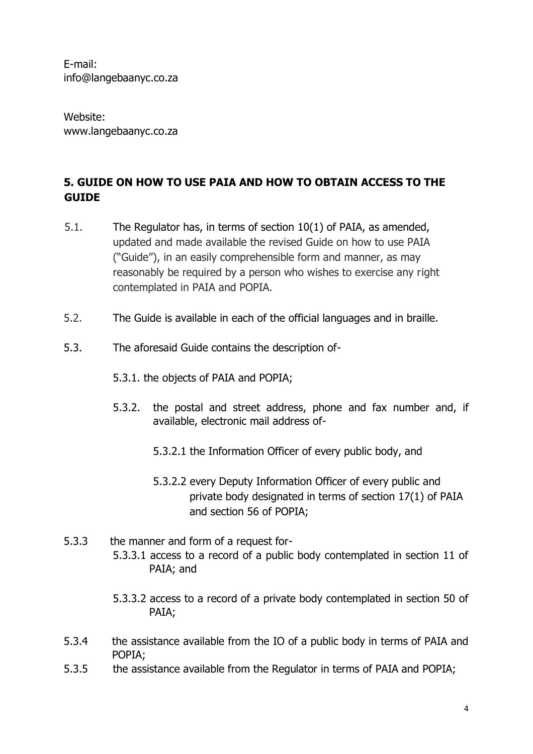E-mail:
info@langebaanyc.co.za

Website:
www.langebaanyc.co.za

## 5. GUIDE ON HOW TO USE PAIA AND HOW TO OBTAIN ACCESS TO THE GUIDE

5.1. The Regulator has, in terms of section 10(1) of PAIA, as amended, updated and made available the revised Guide on how to use PAIA ("Guide"), in an easily comprehensible form and manner, as may reasonably be required by a person who wishes to exercise any right contemplated in PAIA and POPIA.

5.2. The Guide is available in each of the official languages and in braille.

5.3. The aforesaid Guide contains the description of-

5.3.1. the objects of PAIA and POPIA;

5.3.2. the postal and street address, phone and fax number and, if available, electronic mail address of-

5.3.2.1 the Information Officer of every public body, and

5.3.2.2 every Deputy Information Officer of every public and private body designated in terms of section 17(1) of PAIA and section 56 of POPIA;

5.3.3 the manner and form of a request for-

5.3.3.1 access to a record of a public body contemplated in section 11 of PAIA; and

5.3.3.2 access to a record of a private body contemplated in section 50 of PAIA;

5.3.4 the assistance available from the IO of a public body in terms of PAIA and POPIA;

5.3.5 the assistance available from the Regulator in terms of PAIA and POPIA;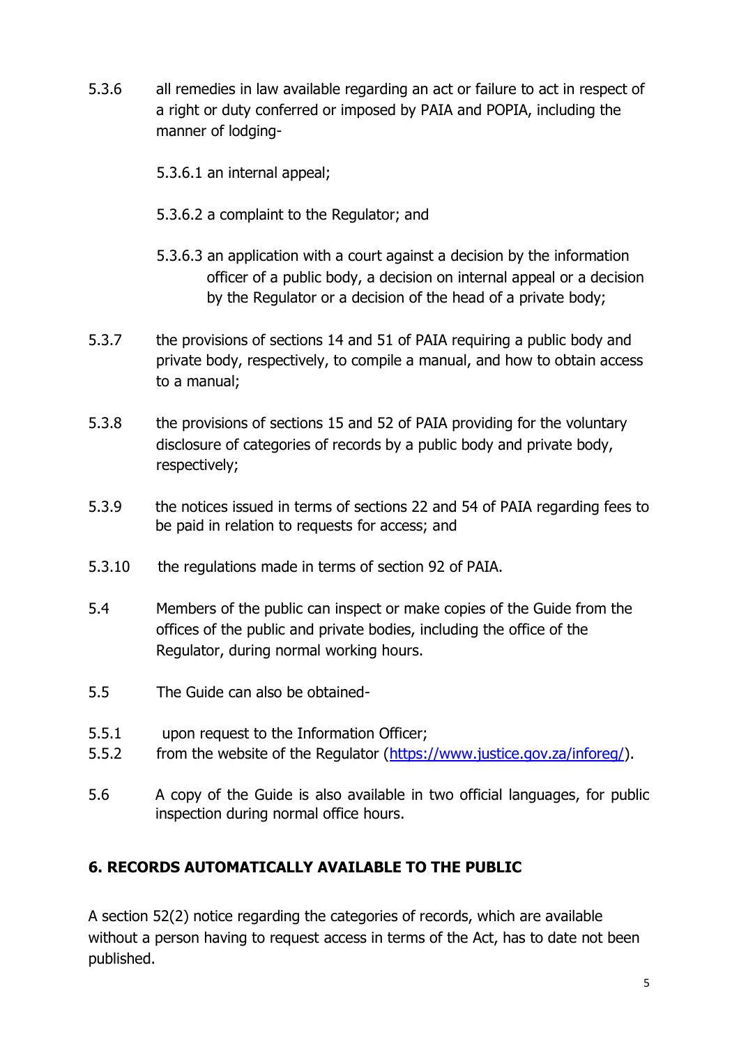5.3.6 all remedies in law available regarding an act or failure to act in respect of a right or duty conferred or imposed by PAIA and POPIA, including the manner of lodging-

5.3.6.1 an internal appeal;

5.3.6.2 a complaint to the Regulator; and

5.3.6.3 an application with a court against a decision by the information officer of a public body, a decision on internal appeal or a decision by the Regulator or a decision of the head of a private body;

5.3.7 the provisions of sections 14 and 51 of PAIA requiring a public body and private body, respectively, to compile a manual, and how to obtain access to a manual;

5.3.8 the provisions of sections 15 and 52 of PAIA providing for the voluntary disclosure of categories of records by a public body and private body, respectively;

5.3.9 the notices issued in terms of sections 22 and 54 of PAIA regarding fees to be paid in relation to requests for access; and

5.3.10 the regulations made in terms of section 92 of PAIA.

5.4 Members of the public can inspect or make copies of the Guide from the offices of the public and private bodies, including the office of the Regulator, during normal working hours.

5.5 The Guide can also be obtained-

5.5.1 upon request to the Information Officer;
5.5.2 from the website of the Regulator ([https://www.justice.gov.za/inforeg/](https://www.justice.gov.za/inforeg/)).

5.6 A copy of the Guide is also available in two official languages, for public inspection during normal office hours.

## 6. RECORDS AUTOMATICALLY AVAILABLE TO THE PUBLIC

A section 52(2) notice regarding the categories of records, which are available without a person having to request access in terms of the Act, has to date not been published.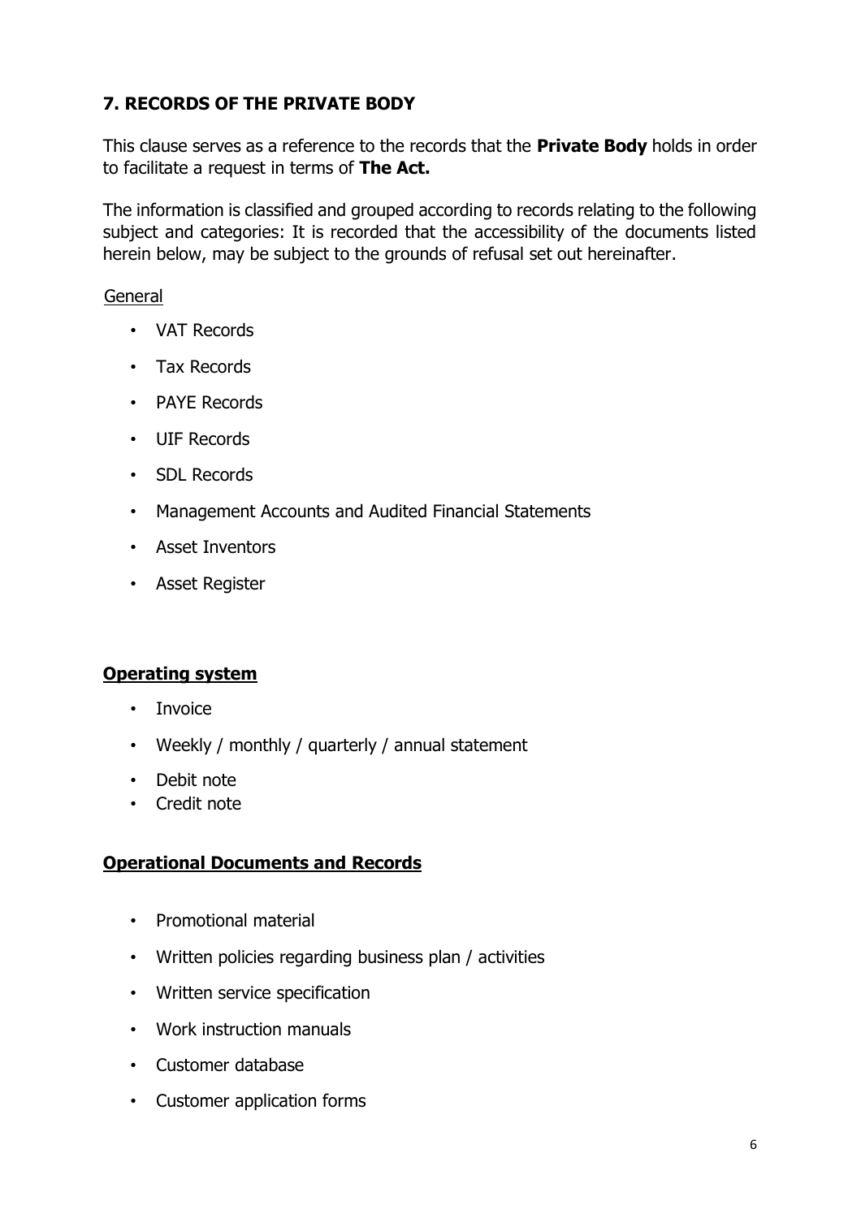## 7. RECORDS OF THE PRIVATE BODY

This clause serves as a reference to the records that the **Private Body** holds in order to facilitate a request in terms of **The Act.**

The information is classified and grouped according to records relating to the following subject and categories: It is recorded that the accessibility of the documents listed herein below, may be subject to the grounds of refusal set out hereinafter.

General

- VAT Records
- Tax Records
- PAYE Records
- UIF Records
- SDL Records
- Management Accounts and Audited Financial Statements
- Asset Inventors
- Asset Register

**Operating system**

- Invoice
- Weekly / monthly / quarterly / annual statement
- Debit note
- Credit note

**Operational Documents and Records**

- Promotional material
- Written policies regarding business plan / activities
- Written service specification
- Work instruction manuals
- Customer database
- Customer application forms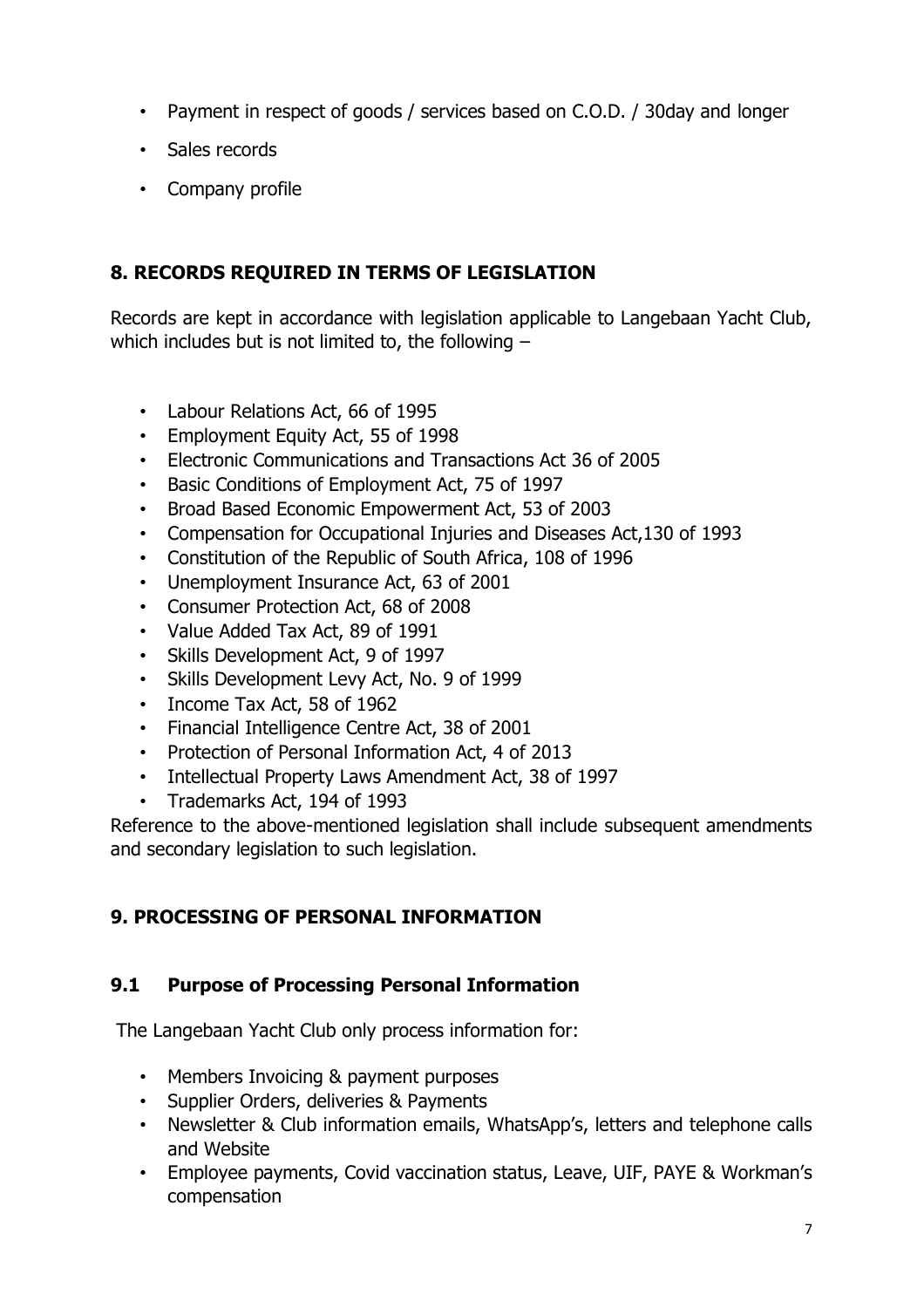- Payment in respect of goods / services based on C.O.D. / 30day and longer
- Sales records
- Company profile

## 8. RECORDS REQUIRED IN TERMS OF LEGISLATION

Records are kept in accordance with legislation applicable to Langebaan Yacht Club, which includes but is not limited to, the following –

- Labour Relations Act, 66 of 1995
- Employment Equity Act, 55 of 1998
- Electronic Communications and Transactions Act 36 of 2005
- Basic Conditions of Employment Act, 75 of 1997
- Broad Based Economic Empowerment Act, 53 of 2003
- Compensation for Occupational Injuries and Diseases Act,130 of 1993
- Constitution of the Republic of South Africa, 108 of 1996
- Unemployment Insurance Act, 63 of 2001
- Consumer Protection Act, 68 of 2008
- Value Added Tax Act, 89 of 1991
- Skills Development Act, 9 of 1997
- Skills Development Levy Act, No. 9 of 1999
- Income Tax Act, 58 of 1962
- Financial Intelligence Centre Act, 38 of 2001
- Protection of Personal Information Act, 4 of 2013
- Intellectual Property Laws Amendment Act, 38 of 1997
- Trademarks Act, 194 of 1993

Reference to the above-mentioned legislation shall include subsequent amendments and secondary legislation to such legislation.

## 9. PROCESSING OF PERSONAL INFORMATION

### 9.1 Purpose of Processing Personal Information

The Langebaan Yacht Club only process information for:

- Members Invoicing & payment purposes
- Supplier Orders, deliveries & Payments
- Newsletter & Club information emails, WhatsApp's, letters and telephone calls and Website
- Employee payments, Covid vaccination status, Leave, UIF, PAYE & Workman's compensation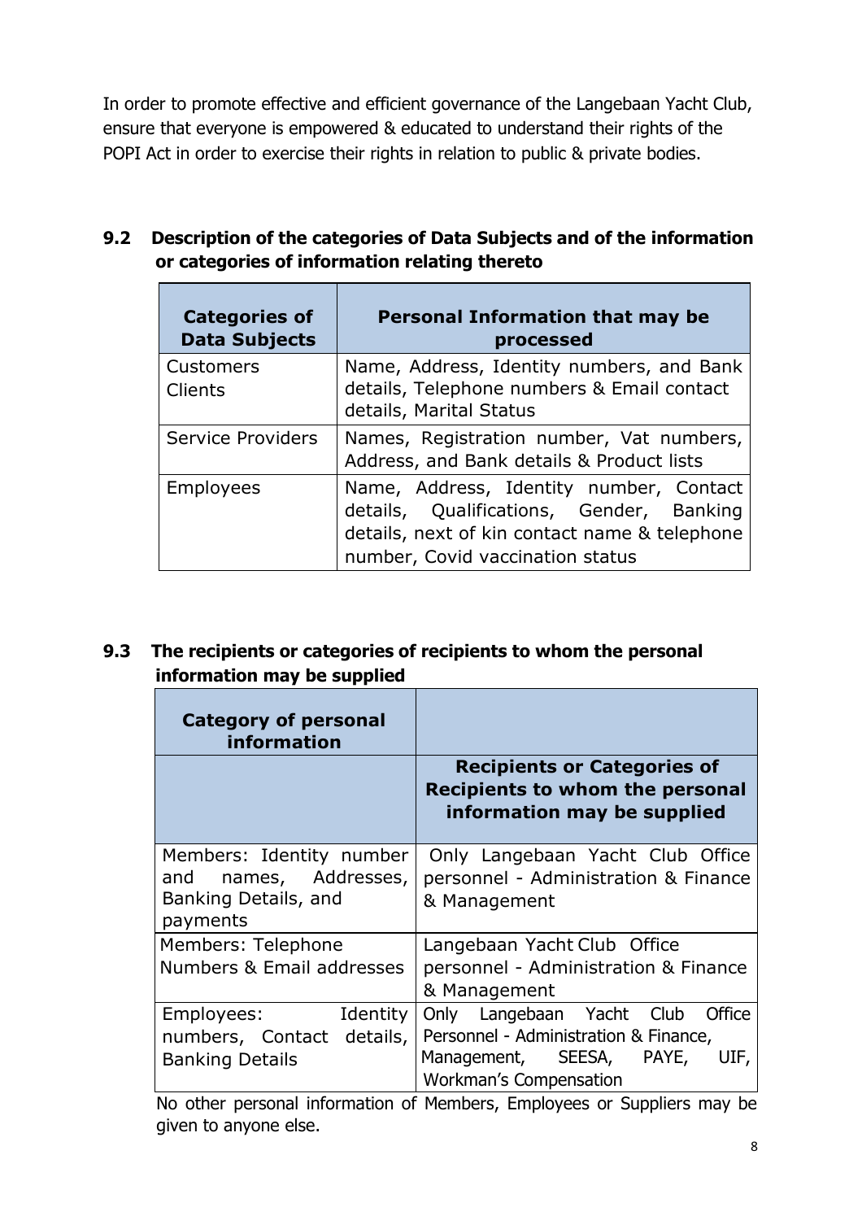In order to promote effective and efficient governance of the Langebaan Yacht Club, ensure that everyone is empowered & educated to understand their rights of the POPI Act in order to exercise their rights in relation to public & private bodies.

### 9.2 Description of the categories of Data Subjects and of the information or categories of information relating thereto

| Categories of Data Subjects | Personal Information that may be processed |
|---|---|
| Customers<br>Clients | Name, Address, Identity numbers, and Bank details, Telephone numbers & Email contact details, Marital Status |
| Service Providers | Names, Registration number, Vat numbers, Address, and Bank details & Product lists |
| Employees | Name, Address, Identity number, Contact details, Qualifications, Gender, Banking details, next of kin contact name & telephone number, Covid vaccination status |

### 9.3 The recipients or categories of recipients to whom the personal information may be supplied

| Category of personal information | |
|---|---|
| | **Recipients or Categories of Recipients to whom the personal information may be supplied** |
| Members: Identity number and names, Addresses, Banking Details, and payments | Only Langebaan Yacht Club Office personnel - Administration & Finance & Management |
| Members: Telephone Numbers & Email addresses | Langebaan Yacht Club Office personnel - Administration & Finance & Management |
| Employees: Identity numbers, Contact details, Banking Details | Only Langebaan Yacht Club Office Personnel - Administration & Finance, Management, SEESA, PAYE, UIF, Workman's Compensation |

No other personal information of Members, Employees or Suppliers may be given to anyone else.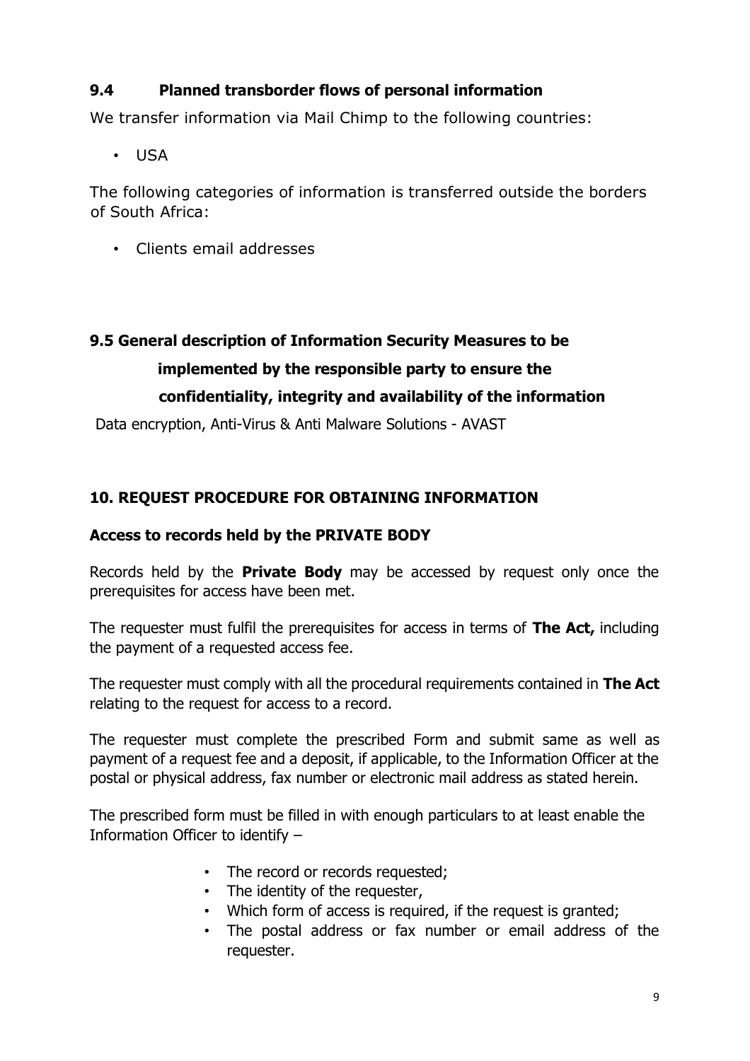### 9.4 Planned transborder flows of personal information

We transfer information via Mail Chimp to the following countries:

- USA

The following categories of information is transferred outside the borders of South Africa:

- Clients email addresses

### 9.5 General description of Information Security Measures to be implemented by the responsible party to ensure the confidentiality, integrity and availability of the information

Data encryption, Anti-Virus & Anti Malware Solutions - AVAST

## 10. REQUEST PROCEDURE FOR OBTAINING INFORMATION

### Access to records held by the PRIVATE BODY

Records held by the **Private Body** may be accessed by request only once the prerequisites for access have been met.

The requester must fulfil the prerequisites for access in terms of **The Act,** including the payment of a requested access fee.

The requester must comply with all the procedural requirements contained in **The Act** relating to the request for access to a record.

The requester must complete the prescribed Form and submit same as well as payment of a request fee and a deposit, if applicable, to the Information Officer at the postal or physical address, fax number or electronic mail address as stated herein.

The prescribed form must be filled in with enough particulars to at least enable the Information Officer to identify –

- The record or records requested;
- The identity of the requester,
- Which form of access is required, if the request is granted;
- The postal address or fax number or email address of the requester.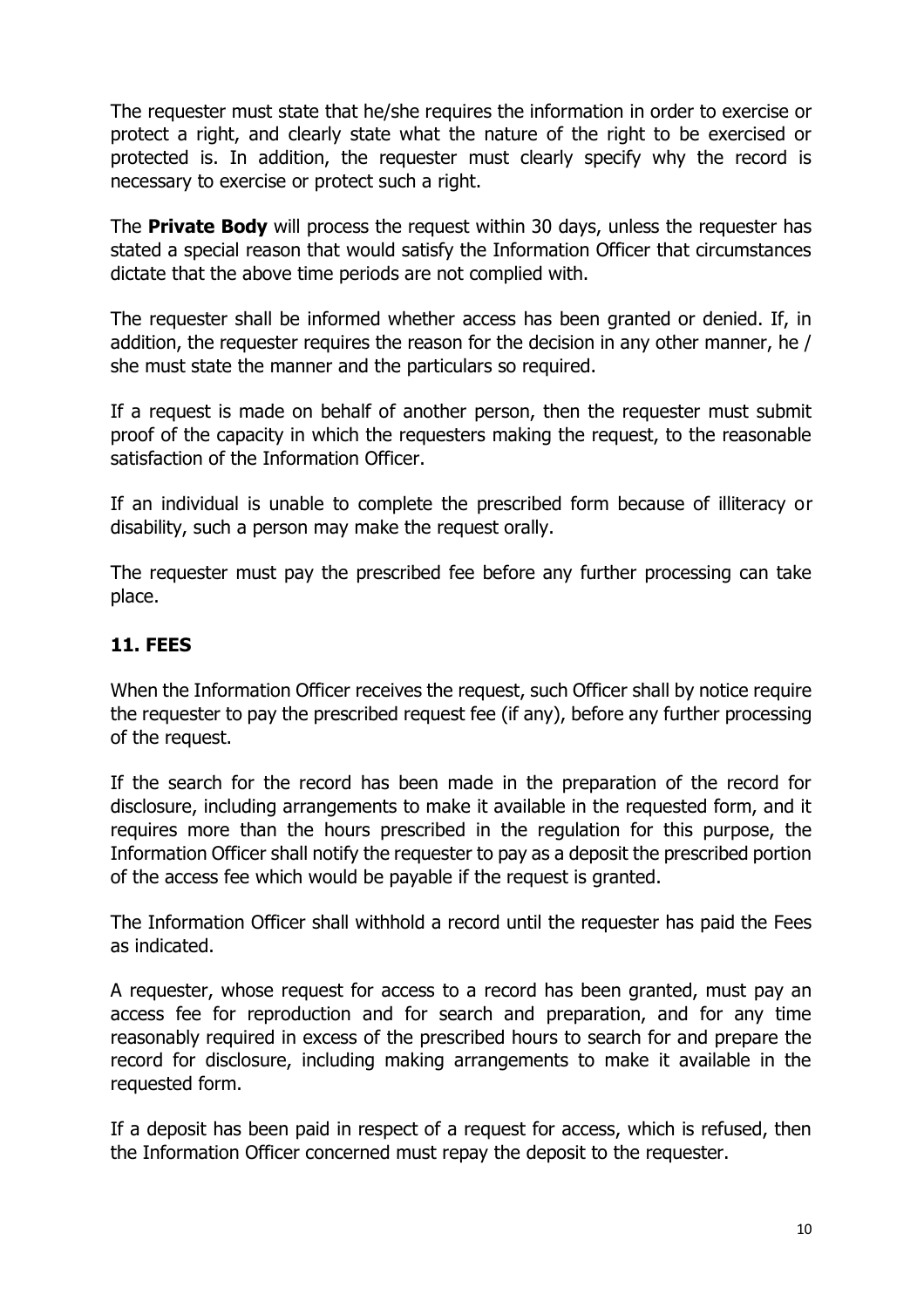The requester must state that he/she requires the information in order to exercise or protect a right, and clearly state what the nature of the right to be exercised or protected is. In addition, the requester must clearly specify why the record is necessary to exercise or protect such a right.

The **Private Body** will process the request within 30 days, unless the requester has stated a special reason that would satisfy the Information Officer that circumstances dictate that the above time periods are not complied with.

The requester shall be informed whether access has been granted or denied. If, in addition, the requester requires the reason for the decision in any other manner, he / she must state the manner and the particulars so required.

If a request is made on behalf of another person, then the requester must submit proof of the capacity in which the requesters making the request, to the reasonable satisfaction of the Information Officer.

If an individual is unable to complete the prescribed form because of illiteracy or disability, such a person may make the request orally.

The requester must pay the prescribed fee before any further processing can take place.

## 11. FEES

When the Information Officer receives the request, such Officer shall by notice require the requester to pay the prescribed request fee (if any), before any further processing of the request.

If the search for the record has been made in the preparation of the record for disclosure, including arrangements to make it available in the requested form, and it requires more than the hours prescribed in the regulation for this purpose, the Information Officer shall notify the requester to pay as a deposit the prescribed portion of the access fee which would be payable if the request is granted.

The Information Officer shall withhold a record until the requester has paid the Fees as indicated.

A requester, whose request for access to a record has been granted, must pay an access fee for reproduction and for search and preparation, and for any time reasonably required in excess of the prescribed hours to search for and prepare the record for disclosure, including making arrangements to make it available in the requested form.

If a deposit has been paid in respect of a request for access, which is refused, then the Information Officer concerned must repay the deposit to the requester.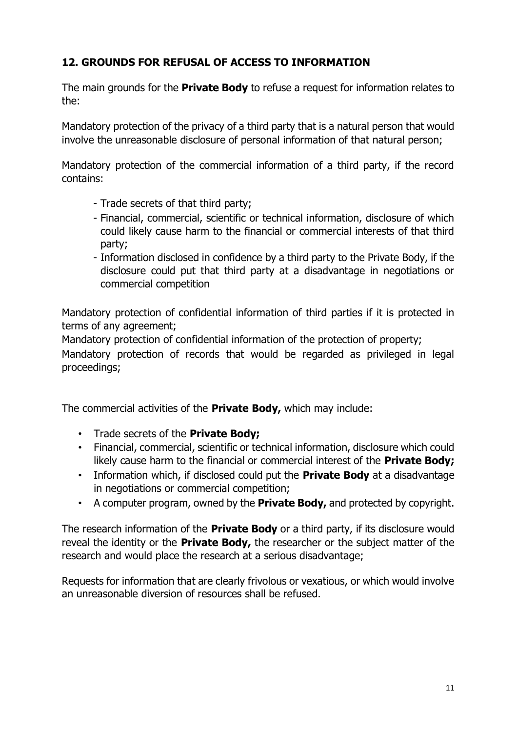## 12. GROUNDS FOR REFUSAL OF ACCESS TO INFORMATION

The main grounds for the **Private Body** to refuse a request for information relates to the:

Mandatory protection of the privacy of a third party that is a natural person that would involve the unreasonable disclosure of personal information of that natural person;

Mandatory protection of the commercial information of a third party, if the record contains:

- Trade secrets of that third party;
- Financial, commercial, scientific or technical information, disclosure of which could likely cause harm to the financial or commercial interests of that third party;
- Information disclosed in confidence by a third party to the Private Body, if the disclosure could put that third party at a disadvantage in negotiations or commercial competition

Mandatory protection of confidential information of third parties if it is protected in terms of any agreement;

Mandatory protection of confidential information of the protection of property;

Mandatory protection of records that would be regarded as privileged in legal proceedings;

The commercial activities of the **Private Body,** which may include:

- Trade secrets of the **Private Body;**
- Financial, commercial, scientific or technical information, disclosure which could likely cause harm to the financial or commercial interest of the **Private Body;**
- Information which, if disclosed could put the **Private Body** at a disadvantage in negotiations or commercial competition;
- A computer program, owned by the **Private Body,** and protected by copyright.

The research information of the **Private Body** or a third party, if its disclosure would reveal the identity or the **Private Body,** the researcher or the subject matter of the research and would place the research at a serious disadvantage;

Requests for information that are clearly frivolous or vexatious, or which would involve an unreasonable diversion of resources shall be refused.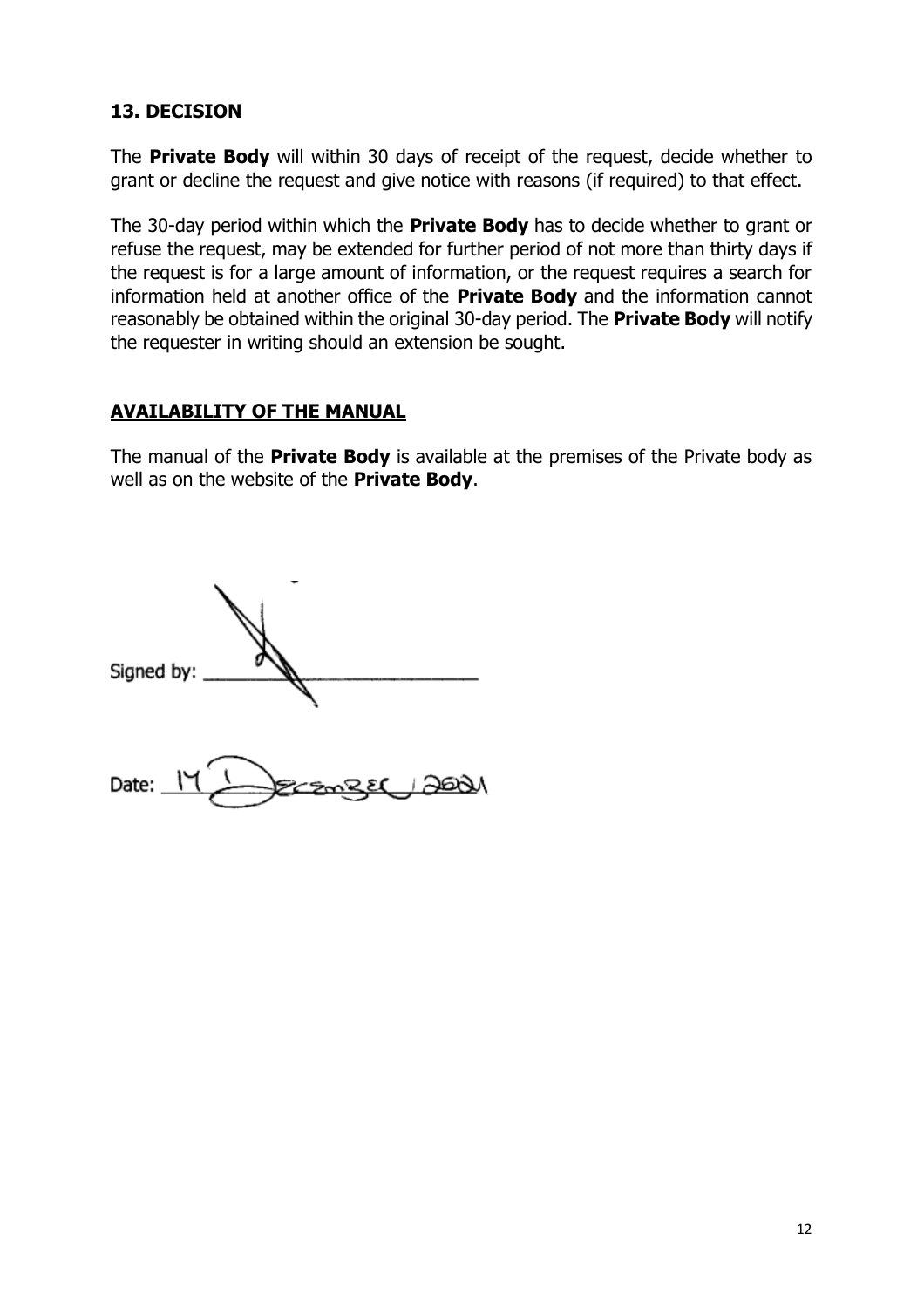## 13. DECISION

The **Private Body** will within 30 days of receipt of the request, decide whether to grant or decline the request and give notice with reasons (if required) to that effect.

The 30-day period within which the **Private Body** has to decide whether to grant or refuse the request, may be extended for further period of not more than thirty days if the request is for a large amount of information, or the request requires a search for information held at another office of the **Private Body** and the information cannot reasonably be obtained within the original 30-day period. The **Private Body** will notify the requester in writing should an extension be sought.

## AVAILABILITY OF THE MANUAL

The manual of the **Private Body** is available at the premises of the Private body as well as on the website of the **Private Body**.

Signed by: ____________________

Date: 14 December 2021